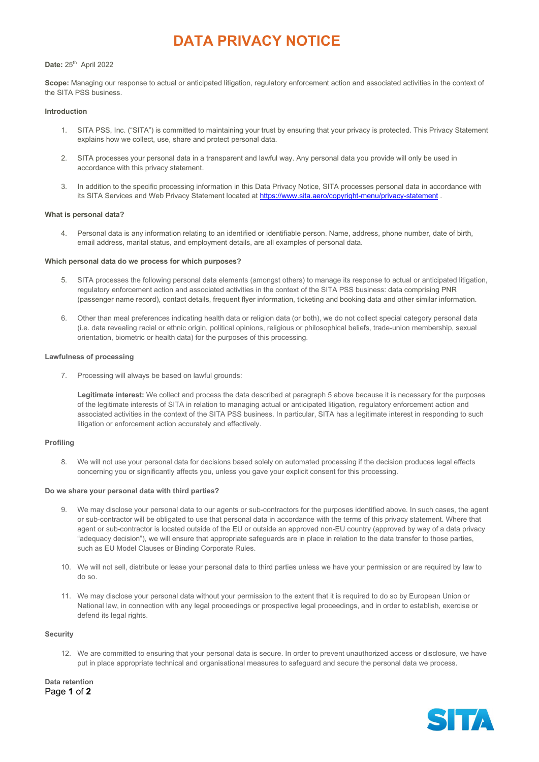# DATA PRIVACY NOTICE

**Date:** 25th April 2022

**Scope:** Managing our response to actual or anticipated litigation, regulatory enforcement action and associated activities in the context of the SITA PSS business.

**Introduction**

1. SITA PSS, Inc. ("SITA") is committed to maintaining your trust by ensuring that your privacy is protected. This Privacy Statement explains how we collect, use, share and protect personal data.

2. SITA processes your personal data in a transparent and lawful way. Any personal data you provide will only be used in accordance with this privacy statement.

3. In addition to the specific processing information in this Data Privacy Notice, SITA processes personal data in accordance with its SITA Services and Web Privacy Statement located at https://www.sita.aero/copyright-menu/privacy-statement .

**What is personal data?**

4. Personal data is any information relating to an identified or identifiable person. Name, address, phone number, date of birth, email address, marital status, and employment details, are all examples of personal data.

**Which personal data do we process for which purposes?**

5. SITA processes the following personal data elements (amongst others) to manage its response to actual or anticipated litigation, regulatory enforcement action and associated activities in the context of the SITA PSS business: data comprising PNR (passenger name record), contact details, frequent flyer information, ticketing and booking data and other similar information.

6. Other than meal preferences indicating health data or religion data (or both), we do not collect special category personal data (i.e. data revealing racial or ethnic origin, political opinions, religious or philosophical beliefs, trade-union membership, sexual orientation, biometric or health data) for the purposes of this processing.

**Lawfulness of processing**

7. Processing will always be based on lawful grounds:

   **Legitimate interest:** We collect and process the data described at paragraph 5 above because it is necessary for the purposes of the legitimate interests of SITA in relation to managing actual or anticipated litigation, regulatory enforcement action and associated activities in the context of the SITA PSS business. In particular, SITA has a legitimate interest in responding to such litigation or enforcement action accurately and effectively.

**Profiling**

8. We will not use your personal data for decisions based solely on automated processing if the decision produces legal effects concerning you or significantly affects you, unless you gave your explicit consent for this processing.

**Do we share your personal data with third parties?**

9. We may disclose your personal data to our agents or sub-contractors for the purposes identified above. In such cases, the agent or sub-contractor will be obligated to use that personal data in accordance with the terms of this privacy statement. Where that agent or sub-contractor is located outside of the EU or outside an approved non-EU country (approved by way of a data privacy "adequacy decision"), we will ensure that appropriate safeguards are in place in relation to the data transfer to those parties, such as EU Model Clauses or Binding Corporate Rules.

10. We will not sell, distribute or lease your personal data to third parties unless we have your permission or are required by law to do so.

11. We may disclose your personal data without your permission to the extent that it is required to do so by European Union or National law, in connection with any legal proceedings or prospective legal proceedings, and in order to establish, exercise or defend its legal rights.

**Security**

12. We are committed to ensuring that your personal data is secure. In order to prevent unauthorized access or disclosure, we have put in place appropriate technical and organisational measures to safeguard and secure the personal data we process.

**Data retention**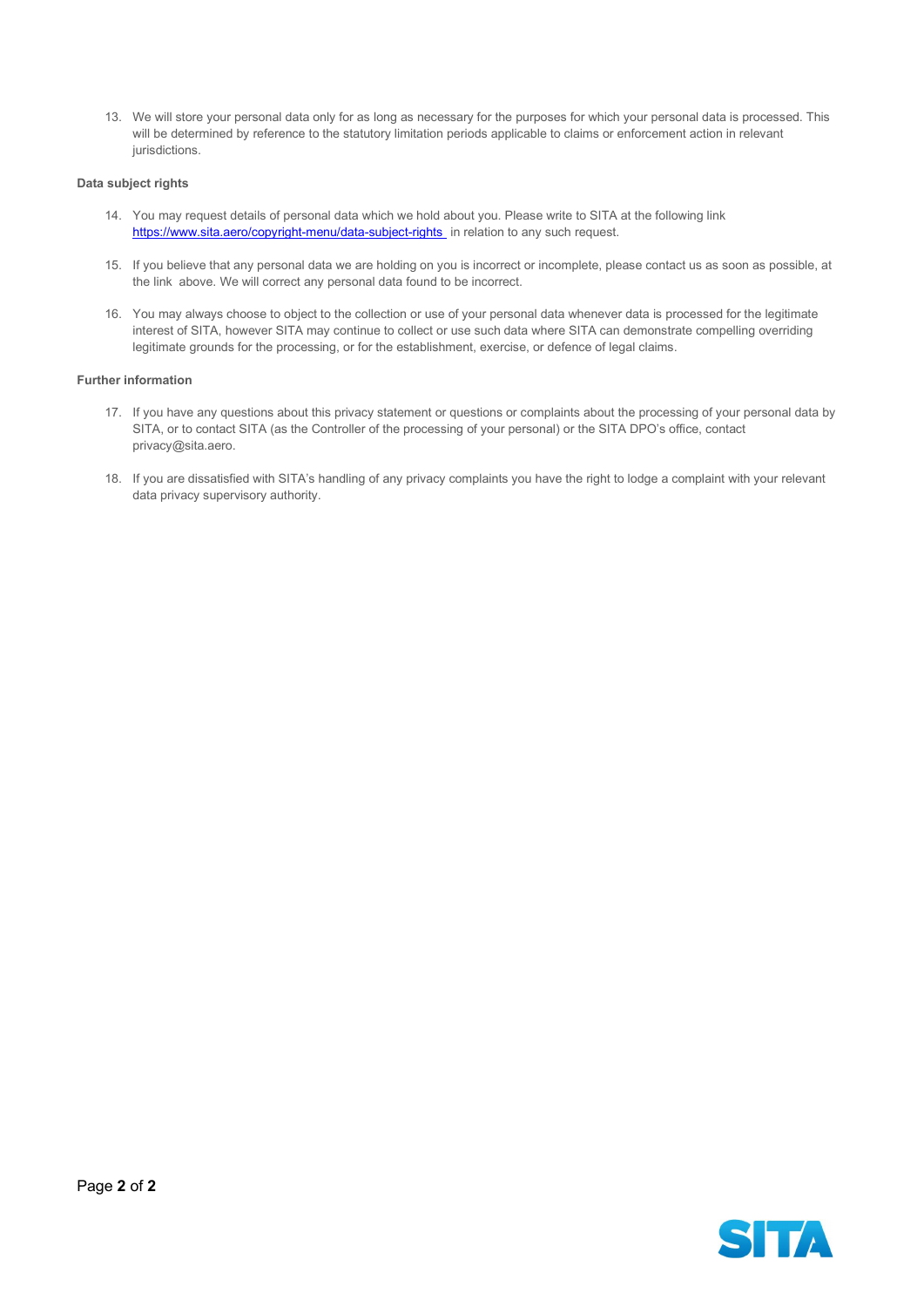13. We will store your personal data only for as long as necessary for the purposes for which your personal data is processed. This will be determined by reference to the statutory limitation periods applicable to claims or enforcement action in relevant jurisdictions.

**Data subject rights**

14. You may request details of personal data which we hold about you. Please write to SITA at the following link [https://www.sita.aero/copyright-menu/data-subject-rights](https://www.sita.aero/copyright-menu/data-subject-rights) in relation to any such request.

15. If you believe that any personal data we are holding on you is incorrect or incomplete, please contact us as soon as possible, at the link above. We will correct any personal data found to be incorrect.

16. You may always choose to object to the collection or use of your personal data whenever data is processed for the legitimate interest of SITA, however SITA may continue to collect or use such data where SITA can demonstrate compelling overriding legitimate grounds for the processing, or for the establishment, exercise, or defence of legal claims.

**Further information**

17. If you have any questions about this privacy statement or questions or complaints about the processing of your personal data by SITA, or to contact SITA (as the Controller of the processing of your personal) or the SITA DPO's office, contact privacy@sita.aero.

18. If you are dissatisfied with SITA's handling of any privacy complaints you have the right to lodge a complaint with your relevant data privacy supervisory authority.